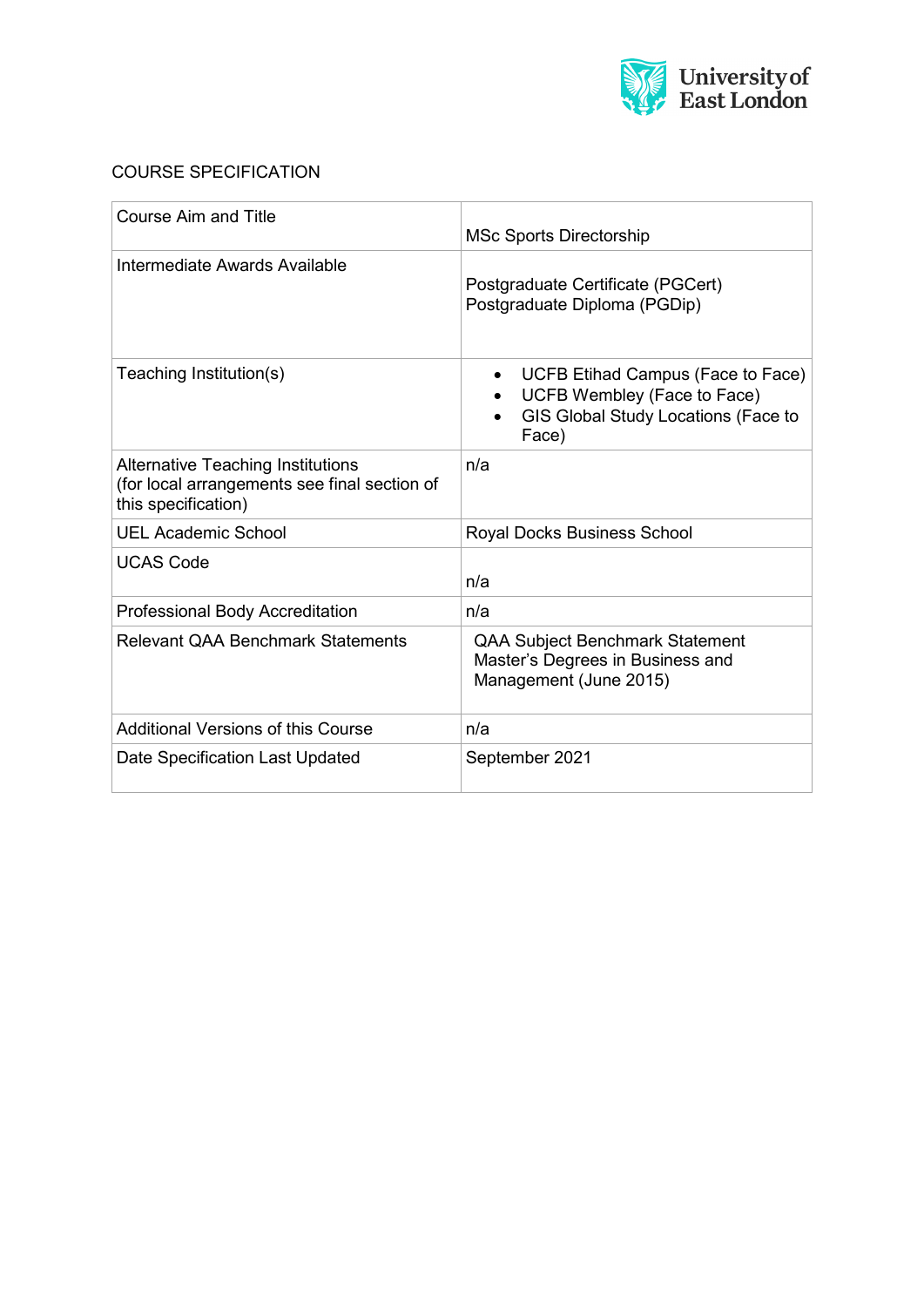University of East London

COURSE SPECIFICATION

| Course Aim and Title | MSc Sports Directorship |
|---|---|
| Intermediate Awards Available | Postgraduate Certificate (PGCert)<br>Postgraduate Diploma (PGDip) |
| Teaching Institution(s) | • UCFB Etihad Campus (Face to Face)<br>• UCFB Wembley (Face to Face)<br>• GIS Global Study Locations (Face to Face) |
| Alternative Teaching Institutions (for local arrangements see final section of this specification) | n/a |
| UEL Academic School | Royal Docks Business School |
| UCAS Code | n/a |
| Professional Body Accreditation | n/a |
| Relevant QAA Benchmark Statements | QAA Subject Benchmark Statement Master's Degrees in Business and Management (June 2015) |
| Additional Versions of this Course | n/a |
| Date Specification Last Updated | September 2021 |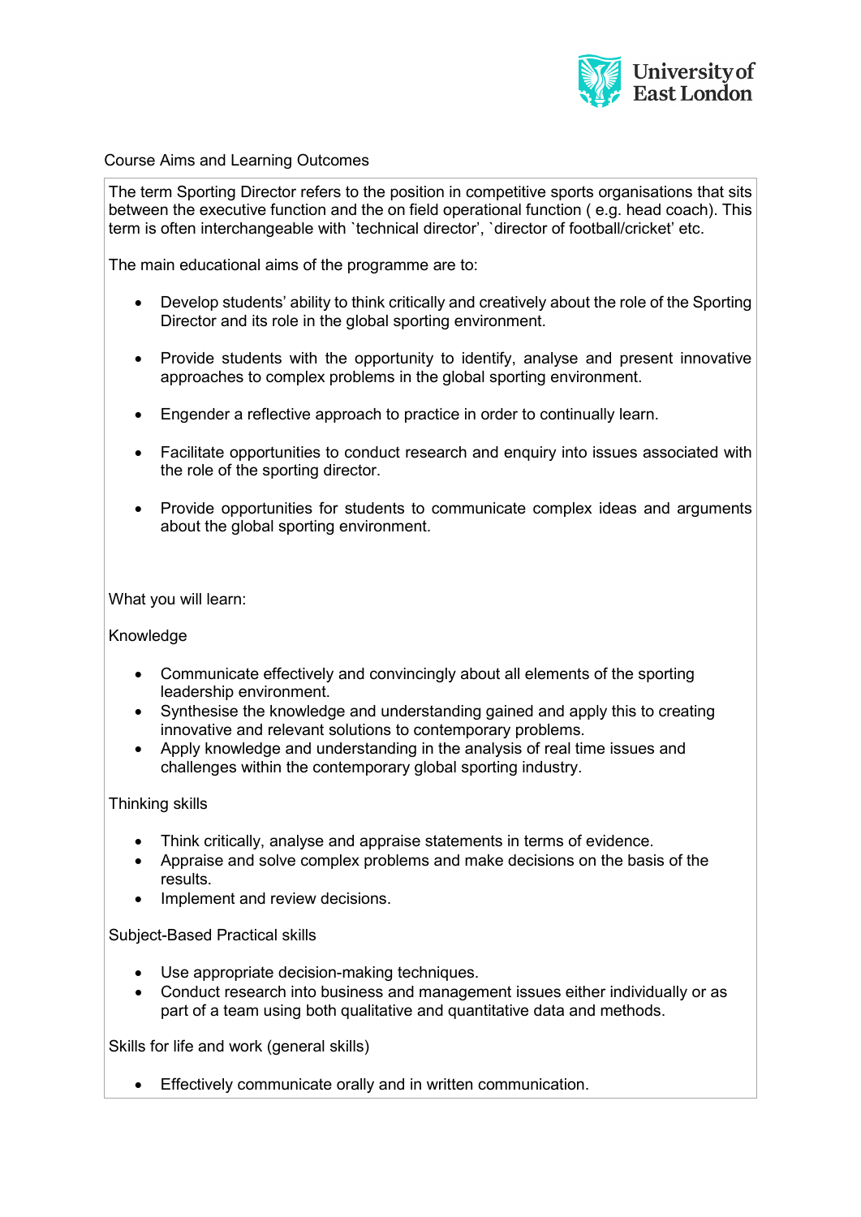Course Aims and Learning Outcomes

The term Sporting Director refers to the position in competitive sports organisations that sits between the executive function and the on field operational function ( e.g. head coach). This term is often interchangeable with `technical director', `director of football/cricket' etc.

The main educational aims of the programme are to:

- Develop students' ability to think critically and creatively about the role of the Sporting Director and its role in the global sporting environment.
- Provide students with the opportunity to identify, analyse and present innovative approaches to complex problems in the global sporting environment.
- Engender a reflective approach to practice in order to continually learn.
- Facilitate opportunities to conduct research and enquiry into issues associated with the role of the sporting director.
- Provide opportunities for students to communicate complex ideas and arguments about the global sporting environment.

What you will learn:

Knowledge

- Communicate effectively and convincingly about all elements of the sporting leadership environment.
- Synthesise the knowledge and understanding gained and apply this to creating innovative and relevant solutions to contemporary problems.
- Apply knowledge and understanding in the analysis of real time issues and challenges within the contemporary global sporting industry.

Thinking skills

- Think critically, analyse and appraise statements in terms of evidence.
- Appraise and solve complex problems and make decisions on the basis of the results.
- Implement and review decisions.

Subject-Based Practical skills

- Use appropriate decision-making techniques.
- Conduct research into business and management issues either individually or as part of a team using both qualitative and quantitative data and methods.

Skills for life and work (general skills)

- Effectively communicate orally and in written communication.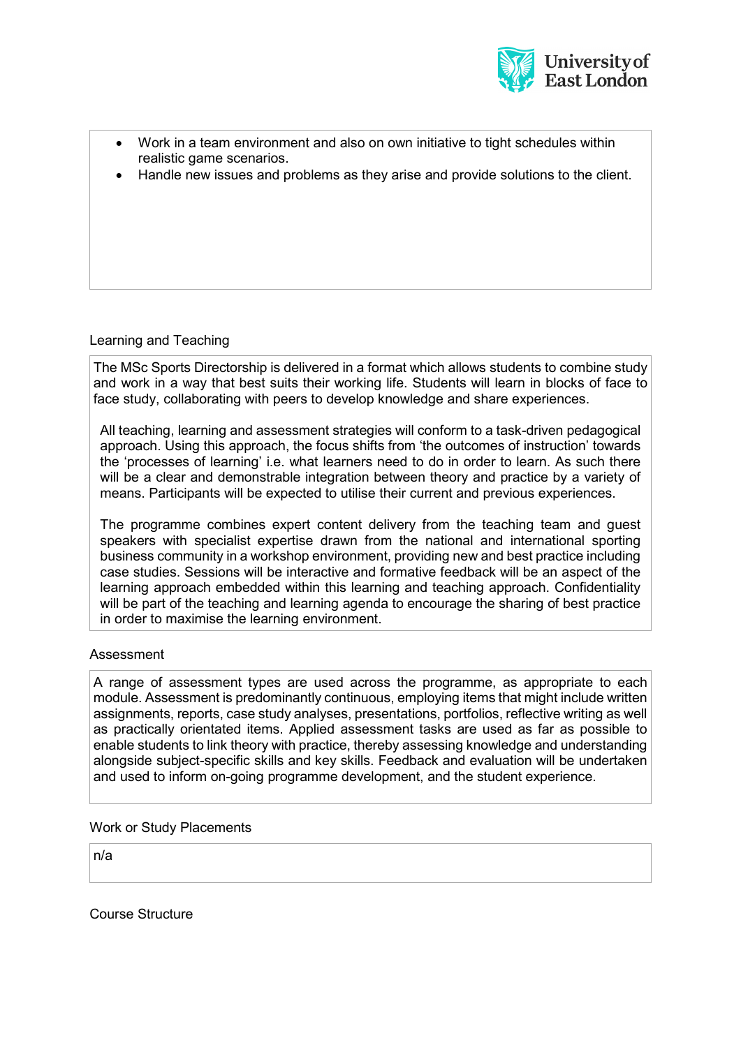- Work in a team environment and also on own initiative to tight schedules within realistic game scenarios.
- Handle new issues and problems as they arise and provide solutions to the client.

## Learning and Teaching

The MSc Sports Directorship is delivered in a format which allows students to combine study and work in a way that best suits their working life. Students will learn in blocks of face to face study, collaborating with peers to develop knowledge and share experiences.

All teaching, learning and assessment strategies will conform to a task-driven pedagogical approach. Using this approach, the focus shifts from 'the outcomes of instruction' towards the 'processes of learning' i.e. what learners need to do in order to learn. As such there will be a clear and demonstrable integration between theory and practice by a variety of means. Participants will be expected to utilise their current and previous experiences.

The programme combines expert content delivery from the teaching team and guest speakers with specialist expertise drawn from the national and international sporting business community in a workshop environment, providing new and best practice including case studies. Sessions will be interactive and formative feedback will be an aspect of the learning approach embedded within this learning and teaching approach. Confidentiality will be part of the teaching and learning agenda to encourage the sharing of best practice in order to maximise the learning environment.

## Assessment

A range of assessment types are used across the programme, as appropriate to each module. Assessment is predominantly continuous, employing items that might include written assignments, reports, case study analyses, presentations, portfolios, reflective writing as well as practically orientated items. Applied assessment tasks are used as far as possible to enable students to link theory with practice, thereby assessing knowledge and understanding alongside subject-specific skills and key skills. Feedback and evaluation will be undertaken and used to inform on-going programme development, and the student experience.

## Work or Study Placements

n/a

## Course Structure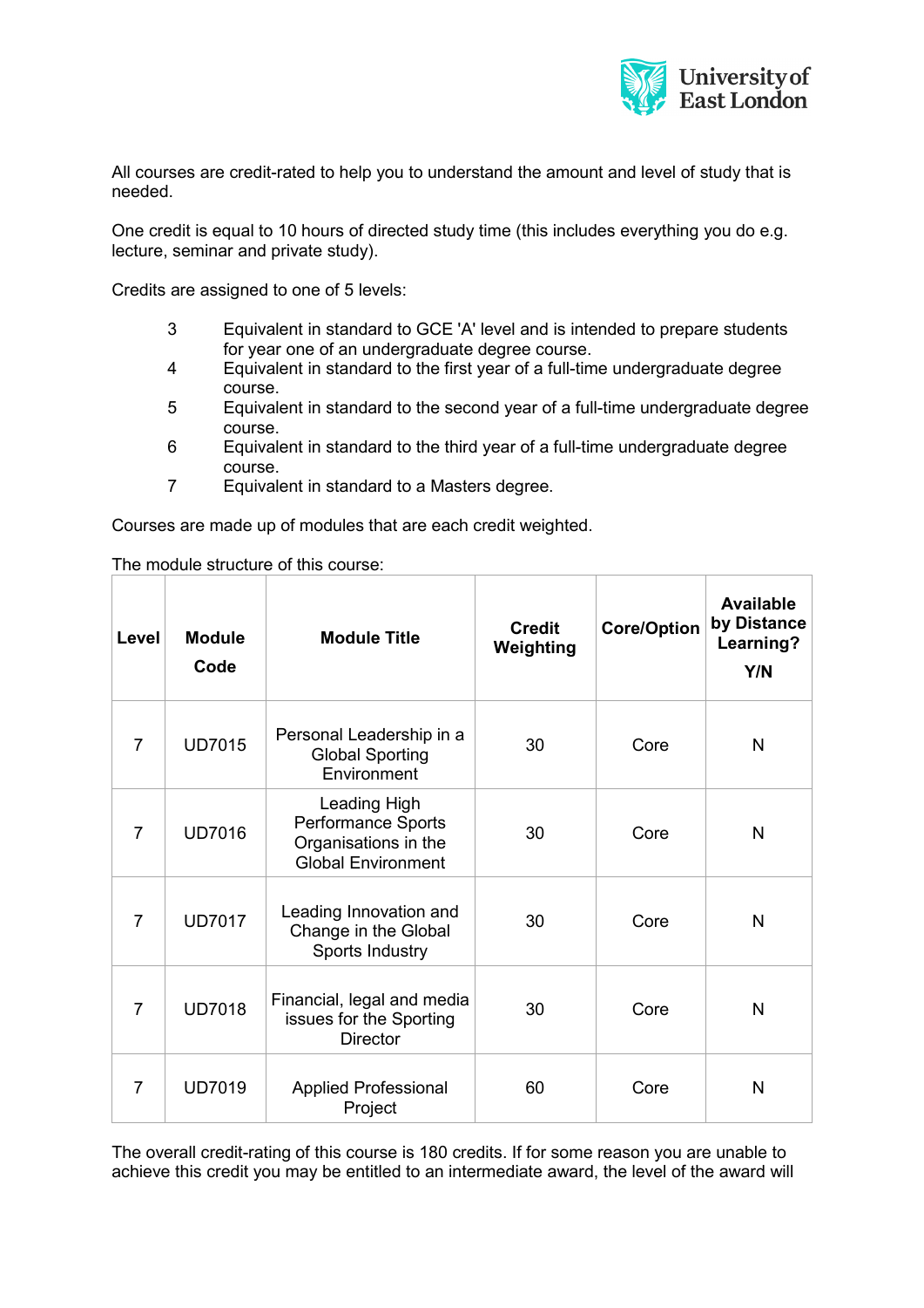All courses are credit-rated to help you to understand the amount and level of study that is needed.

One credit is equal to 10 hours of directed study time (this includes everything you do e.g. lecture, seminar and private study).

Credits are assigned to one of 5 levels:

| | |
|---|---|
| 3 | Equivalent in standard to GCE 'A' level and is intended to prepare students for year one of an undergraduate degree course. |
| 4 | Equivalent in standard to the first year of a full-time undergraduate degree course. |
| 5 | Equivalent in standard to the second year of a full-time undergraduate degree course. |
| 6 | Equivalent in standard to the third year of a full-time undergraduate degree course. |
| 7 | Equivalent in standard to a Masters degree. |

Courses are made up of modules that are each credit weighted.

The module structure of this course:

| Level | Module Code | Module Title | Credit Weighting | Core/Option | Available by Distance Learning? Y/N |
|---|---|---|---|---|---|
| 7 | UD7015 | Personal Leadership in a Global Sporting Environment | 30 | Core | N |
| 7 | UD7016 | Leading High Performance Sports Organisations in the Global Environment | 30 | Core | N |
| 7 | UD7017 | Leading Innovation and Change in the Global Sports Industry | 30 | Core | N |
| 7 | UD7018 | Financial, legal and media issues for the Sporting Director | 30 | Core | N |
| 7 | UD7019 | Applied Professional Project | 60 | Core | N |

The overall credit-rating of this course is 180 credits. If for some reason you are unable to achieve this credit you may be entitled to an intermediate award, the level of the award will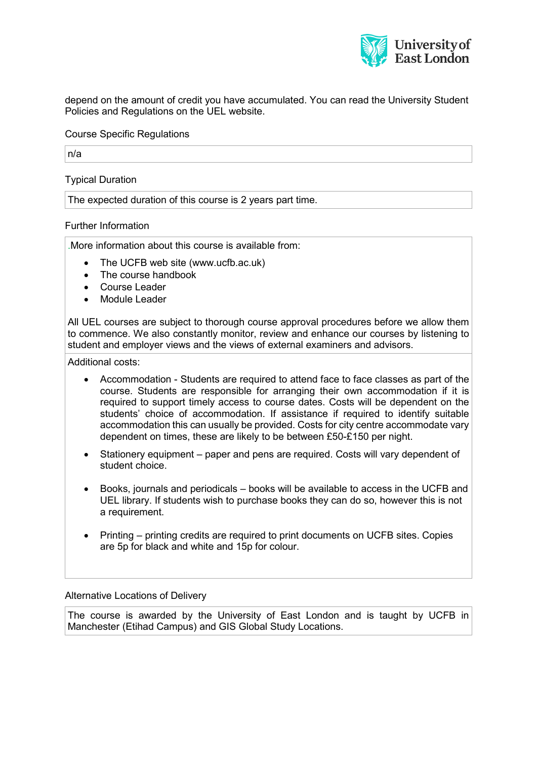depend on the amount of credit you have accumulated. You can read the University Student Policies and Regulations on the UEL website.

Course Specific Regulations

n/a

Typical Duration

The expected duration of this course is 2 years part time.

Further Information

.More information about this course is available from:

- The UCFB web site (www.ucfb.ac.uk)
- The course handbook
- Course Leader
- Module Leader

All UEL courses are subject to thorough course approval procedures before we allow them to commence. We also constantly monitor, review and enhance our courses by listening to student and employer views and the views of external examiners and advisors.

Additional costs:

- Accommodation - Students are required to attend face to face classes as part of the course. Students are responsible for arranging their own accommodation if it is required to support timely access to course dates. Costs will be dependent on the students' choice of accommodation. If assistance if required to identify suitable accommodation this can usually be provided. Costs for city centre accommodate vary dependent on times, these are likely to be between £50-£150 per night.

- Stationery equipment – paper and pens are required. Costs will vary dependent of student choice.

- Books, journals and periodicals – books will be available to access in the UCFB and UEL library. If students wish to purchase books they can do so, however this is not a requirement.

- Printing – printing credits are required to print documents on UCFB sites. Copies are 5p for black and white and 15p for colour.

Alternative Locations of Delivery

The course is awarded by the University of East London and is taught by UCFB in Manchester (Etihad Campus) and GIS Global Study Locations.